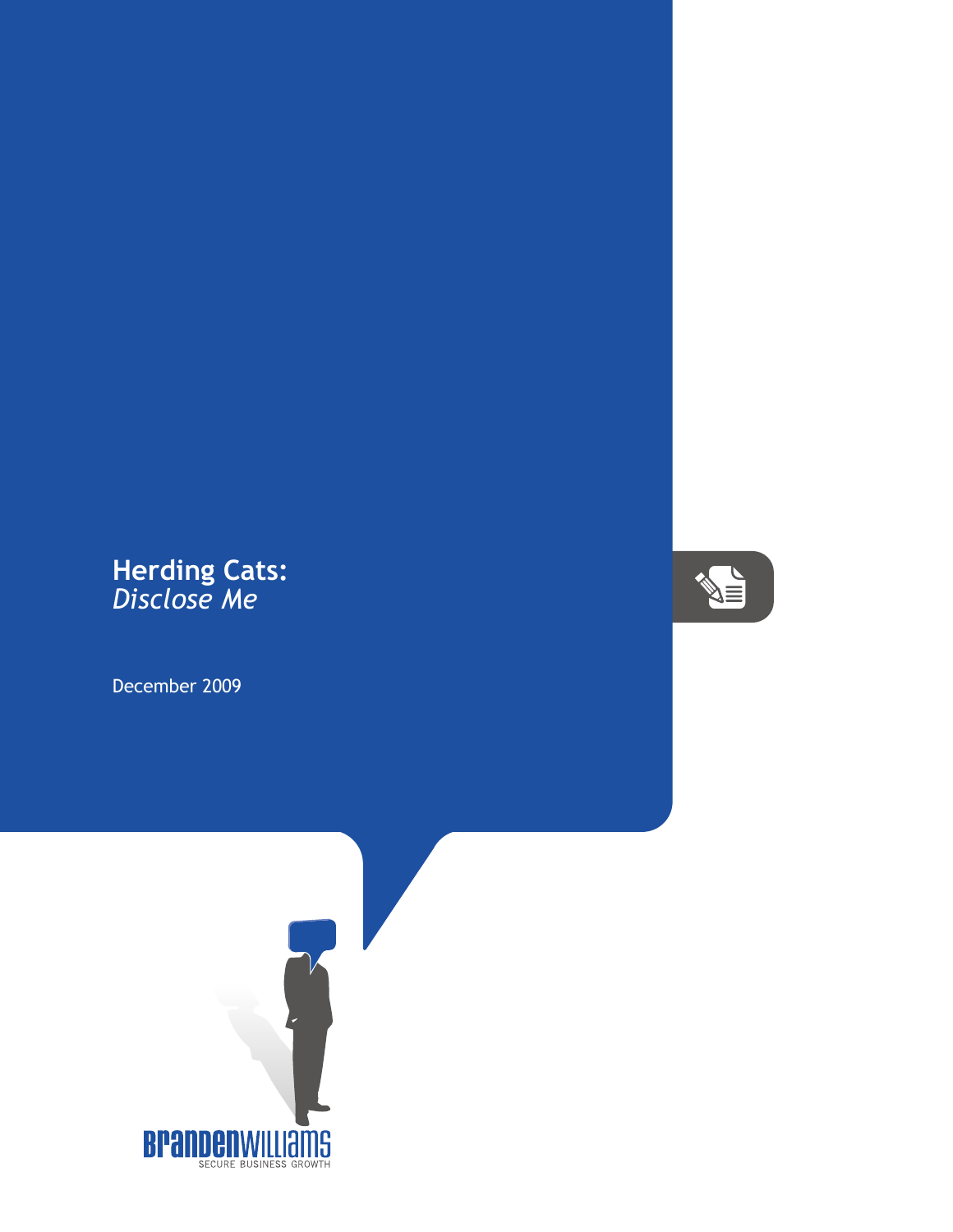# Herding Cats:
## *Disclose Me*

December 2009

BrandenWilliams
SECURE BUSINESS GROWTH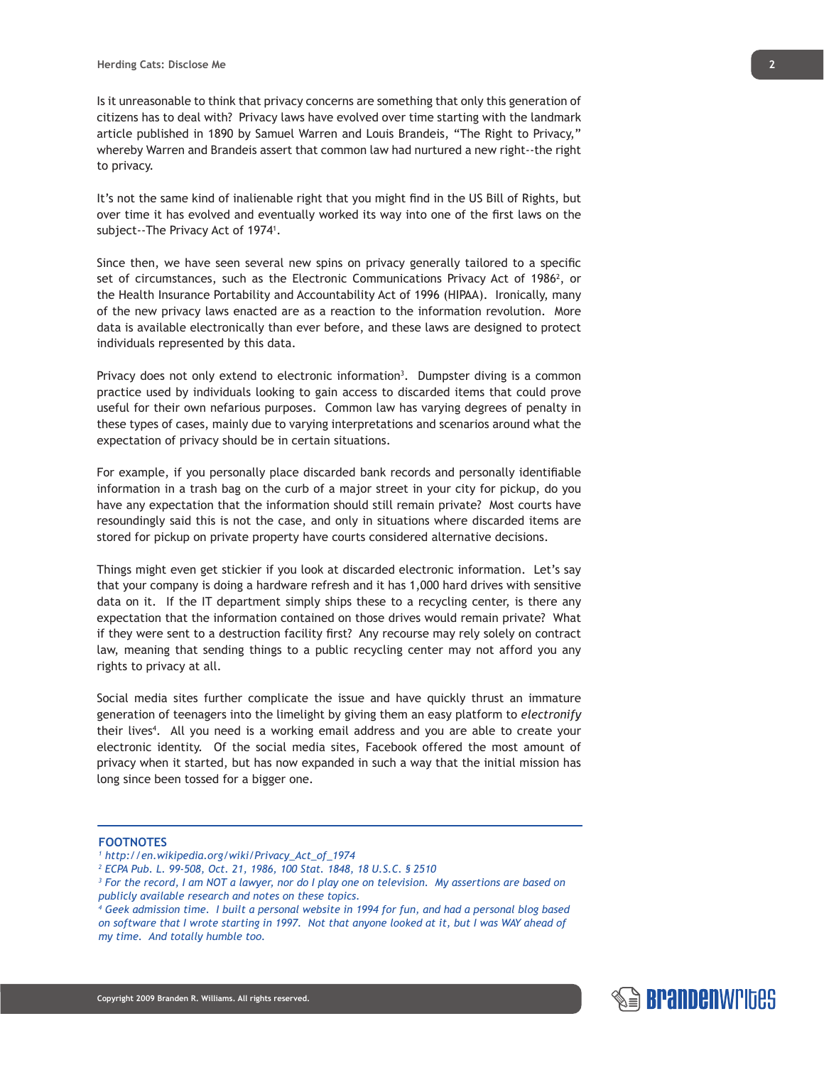Is it unreasonable to think that privacy concerns are something that only this generation of citizens has to deal with? Privacy laws have evolved over time starting with the landmark article published in 1890 by Samuel Warren and Louis Brandeis, "The Right to Privacy," whereby Warren and Brandeis assert that common law had nurtured a new right--the right to privacy.

It's not the same kind of inalienable right that you might find in the US Bill of Rights, but over time it has evolved and eventually worked its way into one of the first laws on the subject--The Privacy Act of 1974[1].

Since then, we have seen several new spins on privacy generally tailored to a specific set of circumstances, such as the Electronic Communications Privacy Act of 1986[2], or the Health Insurance Portability and Accountability Act of 1996 (HIPAA). Ironically, many of the new privacy laws enacted are as a reaction to the information revolution. More data is available electronically than ever before, and these laws are designed to protect individuals represented by this data.

Privacy does not only extend to electronic information[3]. Dumpster diving is a common practice used by individuals looking to gain access to discarded items that could prove useful for their own nefarious purposes. Common law has varying degrees of penalty in these types of cases, mainly due to varying interpretations and scenarios around what the expectation of privacy should be in certain situations.

For example, if you personally place discarded bank records and personally identifiable information in a trash bag on the curb of a major street in your city for pickup, do you have any expectation that the information should still remain private? Most courts have resoundingly said this is not the case, and only in situations where discarded items are stored for pickup on private property have courts considered alternative decisions.

Things might even get stickier if you look at discarded electronic information. Let's say that your company is doing a hardware refresh and it has 1,000 hard drives with sensitive data on it. If the IT department simply ships these to a recycling center, is there any expectation that the information contained on those drives would remain private? What if they were sent to a destruction facility first? Any recourse may rely solely on contract law, meaning that sending things to a public recycling center may not afford you any rights to privacy at all.

Social media sites further complicate the issue and have quickly thrust an immature generation of teenagers into the limelight by giving them an easy platform to *electronify* their lives[4]. All you need is a working email address and you are able to create your electronic identity. Of the social media sites, Facebook offered the most amount of privacy when it started, but has now expanded in such a way that the initial mission has long since been tossed for a bigger one.

---

**FOOTNOTES**

*[1] http://en.wikipedia.org/wiki/Privacy_Act_of_1974*

*[2] ECPA Pub. L. 99-508, Oct. 21, 1986, 100 Stat. 1848, 18 U.S.C. § 2510*

*[3] For the record, I am NOT a lawyer, nor do I play one on television. My assertions are based on publicly available research and notes on these topics.*

*[4] Geek admission time. I built a personal website in 1994 for fun, and had a personal blog based on software that I wrote starting in 1997. Not that anyone looked at it, but I was WAY ahead of my time. And totally humble too.*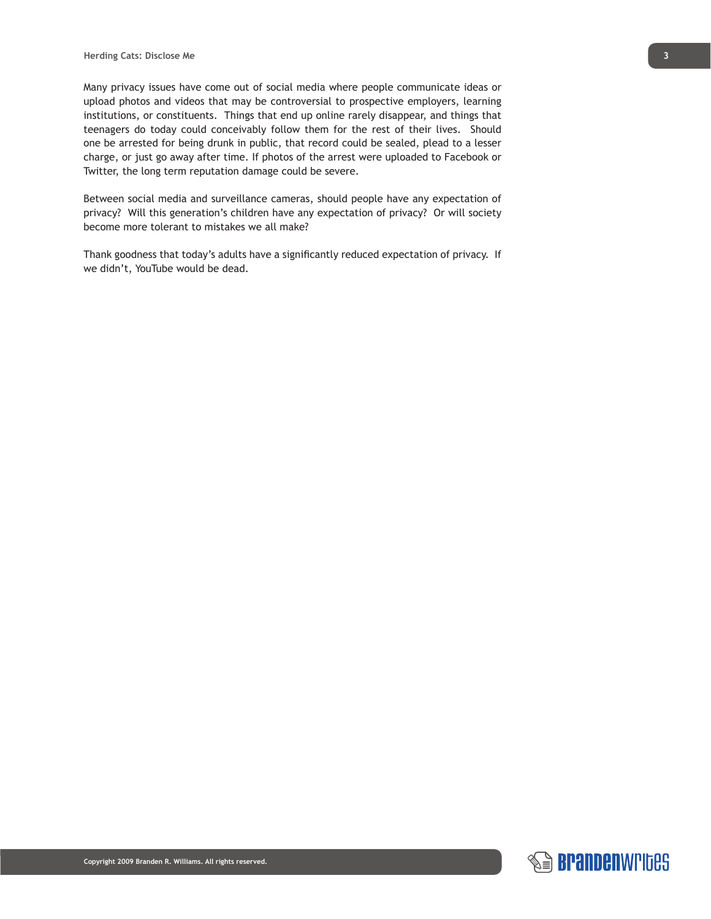Many privacy issues have come out of social media where people communicate ideas or upload photos and videos that may be controversial to prospective employers, learning institutions, or constituents. Things that end up online rarely disappear, and things that teenagers do today could conceivably follow them for the rest of their lives. Should one be arrested for being drunk in public, that record could be sealed, plead to a lesser charge, or just go away after time. If photos of the arrest were uploaded to Facebook or Twitter, the long term reputation damage could be severe.

Between social media and surveillance cameras, should people have any expectation of privacy? Will this generation's children have any expectation of privacy? Or will society become more tolerant to mistakes we all make?

Thank goodness that today's adults have a significantly reduced expectation of privacy. If we didn't, YouTube would be dead.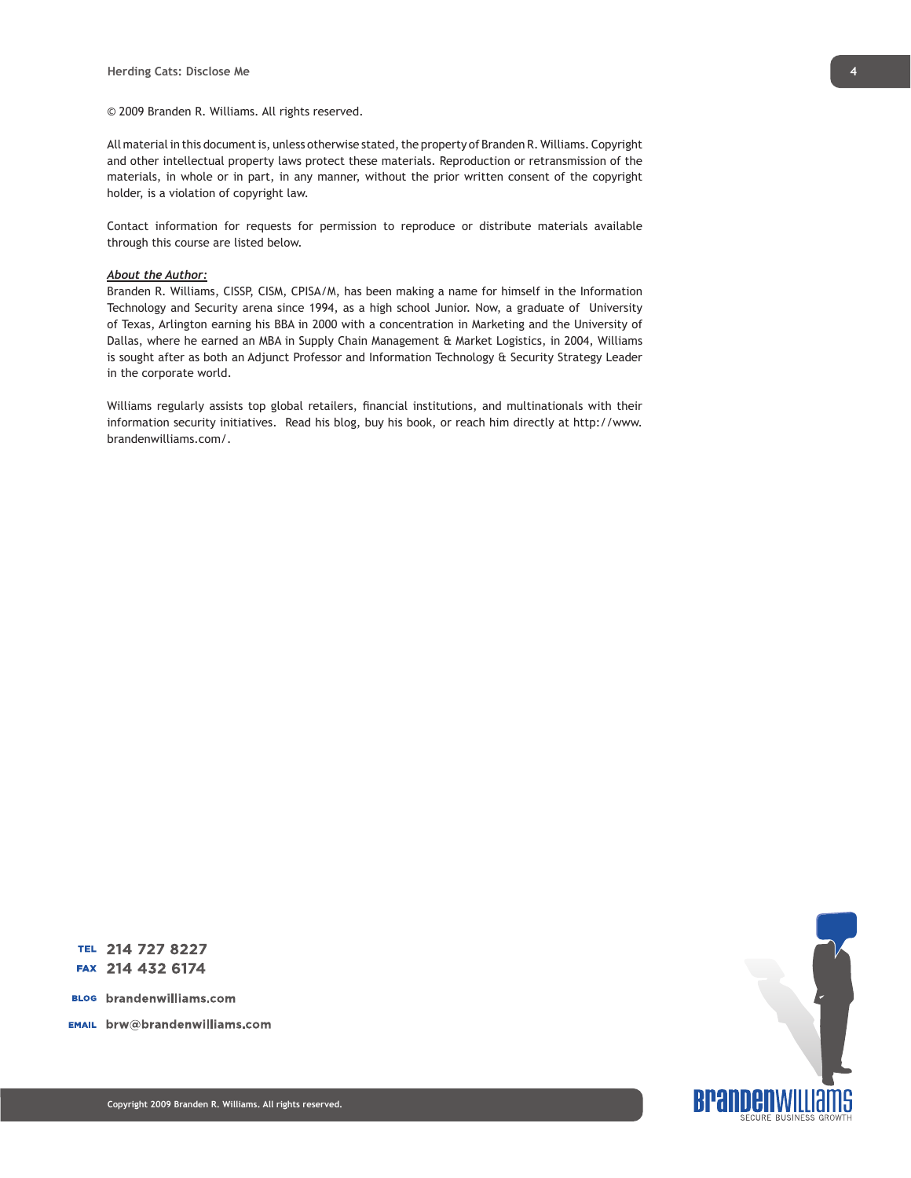© 2009 Branden R. Williams. All rights reserved.

All material in this document is, unless otherwise stated, the property of Branden R. Williams. Copyright and other intellectual property laws protect these materials. Reproduction or retransmission of the materials, in whole or in part, in any manner, without the prior written consent of the copyright holder, is a violation of copyright law.

Contact information for requests for permission to reproduce or distribute materials available through this course are listed below.

***About the Author:***

Branden R. Williams, CISSP, CISM, CPISA/M, has been making a name for himself in the Information Technology and Security arena since 1994, as a high school Junior. Now, a graduate of University of Texas, Arlington earning his BBA in 2000 with a concentration in Marketing and the University of Dallas, where he earned an MBA in Supply Chain Management & Market Logistics, in 2004, Williams is sought after as both an Adjunct Professor and Information Technology & Security Strategy Leader in the corporate world.

Williams regularly assists top global retailers, financial institutions, and multinationals with their information security initiatives. Read his blog, buy his book, or reach him directly at http://www.brandenwilliams.com/.

**TEL** 214 727 8227
**FAX** 214 432 6174

**BLOG** brandenwilliams.com

**EMAIL** brw@brandenwilliams.com

BrandenWilliams
SECURE BUSINESS GROWTH